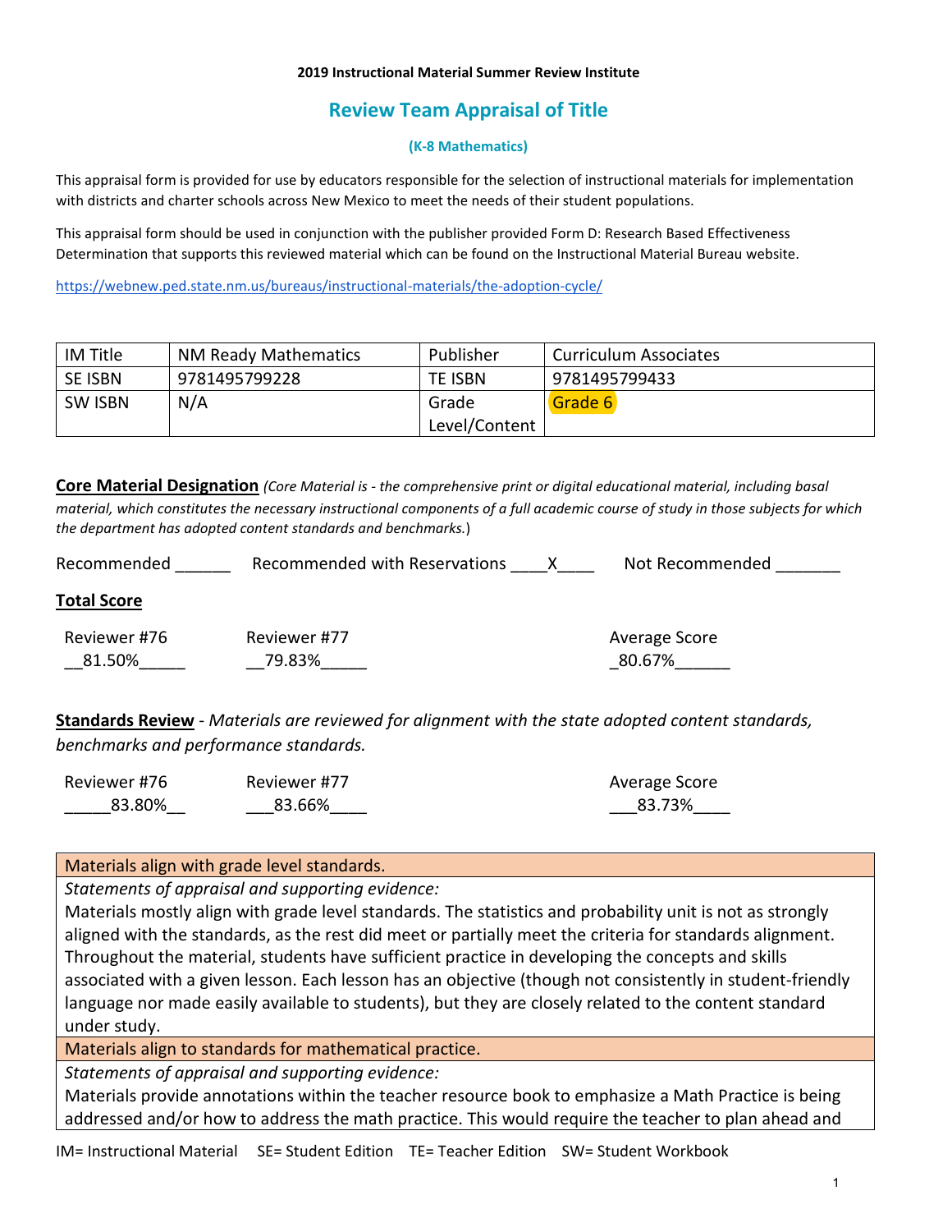**2019 Instructional Material Summer Review Institute**

## Review Team Appraisal of Title

**(K-8 Mathematics)**

This appraisal form is provided for use by educators responsible for the selection of instructional materials for implementation with districts and charter schools across New Mexico to meet the needs of their student populations.

This appraisal form should be used in conjunction with the publisher provided Form D: Research Based Effectiveness Determination that supports this reviewed material which can be found on the Instructional Material Bureau website.

https://webnew.ped.state.nm.us/bureaus/instructional-materials/the-adoption-cycle/

| IM Title | NM Ready Mathematics | Publisher | Curriculum Associates |
|---|---|---|---|
| SE ISBN | 9781495799228 | TE ISBN | 9781495799433 |
| SW ISBN | N/A | Grade Level/Content | Grade 6 |

**Core Material Designation** *(Core Material is - the comprehensive print or digital educational material, including basal material, which constitutes the necessary instructional components of a full academic course of study in those subjects for which the department has adopted content standards and benchmarks.*)

Recommended ______ Recommended with Reservations ____X____ Not Recommended _______

**Total Score**

| Reviewer #76 | Reviewer #77 | Average Score |
|---|---|---|
| __81.50%_____ | __79.83%_____ | _80.67%______ |

**Standards Review** - *Materials are reviewed for alignment with the state adopted content standards, benchmarks and performance standards.*

| Reviewer #76 | Reviewer #77 | Average Score |
|---|---|---|
| _____83.80%__ | ___83.66%____ | ___83.73%____ |

| Materials align with grade level standards. |
|---|
| *Statements of appraisal and supporting evidence:* Materials mostly align with grade level standards. The statistics and probability unit is not as strongly aligned with the standards, as the rest did meet or partially meet the criteria for standards alignment. Throughout the material, students have sufficient practice in developing the concepts and skills associated with a given lesson. Each lesson has an objective (though not consistently in student-friendly language nor made easily available to students), but they are closely related to the content standard under study. |
| **Materials align to standards for mathematical practice.** |
| *Statements of appraisal and supporting evidence:* Materials provide annotations within the teacher resource book to emphasize a Math Practice is being addressed and/or how to address the math practice. This would require the teacher to plan ahead and |

IM= Instructional Material SE= Student Edition TE= Teacher Edition SW= Student Workbook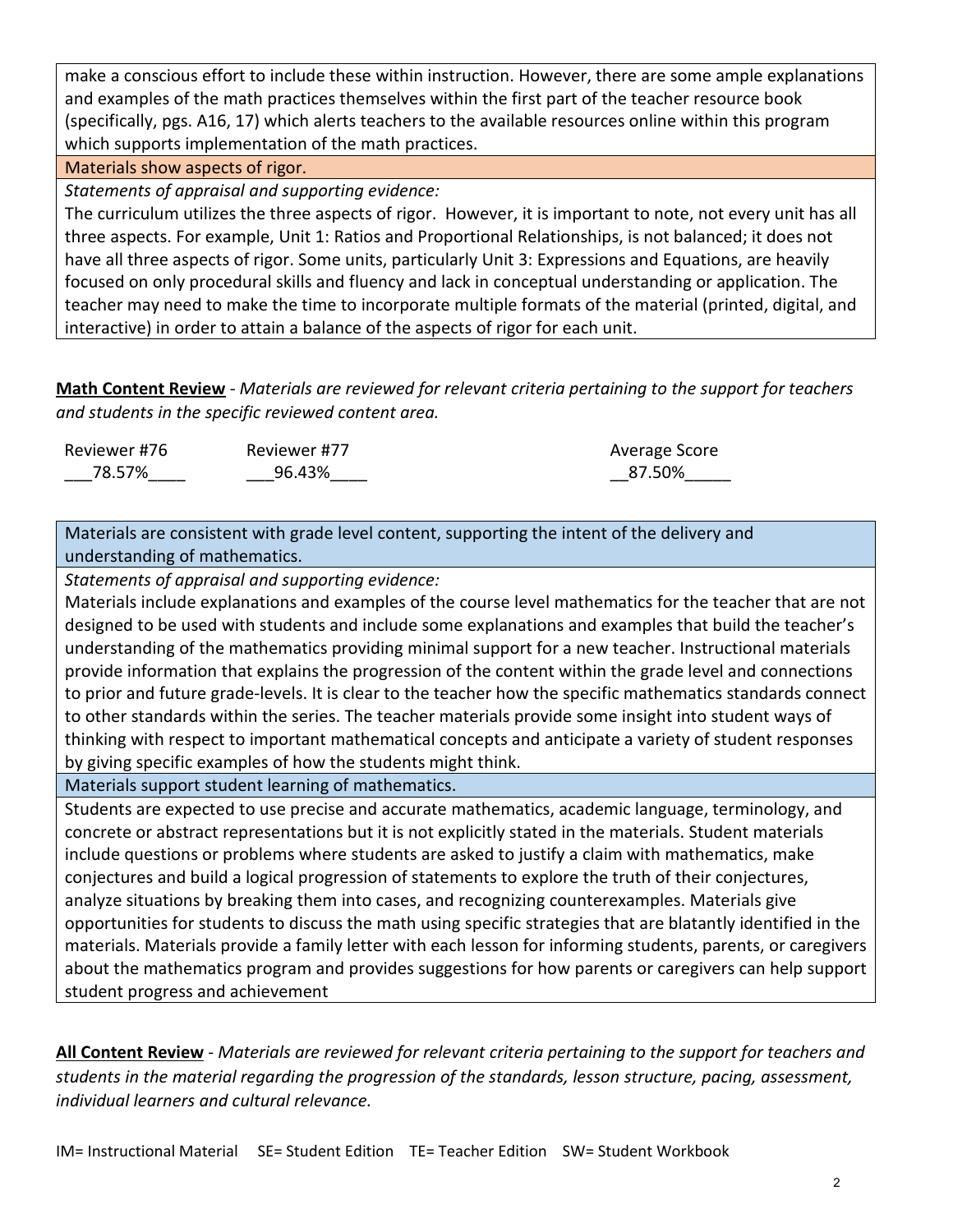make a conscious effort to include these within instruction. However, there are some ample explanations and examples of the math practices themselves within the first part of the teacher resource book (specifically, pgs. A16, 17) which alerts teachers to the available resources online within this program which supports implementation of the math practices.

**Materials show aspects of rigor.**

*Statements of appraisal and supporting evidence:*

The curriculum utilizes the three aspects of rigor. However, it is important to note, not every unit has all three aspects. For example, Unit 1: Ratios and Proportional Relationships, is not balanced; it does not have all three aspects of rigor. Some units, particularly Unit 3: Expressions and Equations, are heavily focused on only procedural skills and fluency and lack in conceptual understanding or application. The teacher may need to make the time to incorporate multiple formats of the material (printed, digital, and interactive) in order to attain a balance of the aspects of rigor for each unit.

**Math Content Review** - *Materials are reviewed for relevant criteria pertaining to the support for teachers and students in the specific reviewed content area.*

| Reviewer #76 | Reviewer #77 | Average Score |
|---|---|---|
| 78.57% | 96.43% | 87.50% |

**Materials are consistent with grade level content, supporting the intent of the delivery and understanding of mathematics.**

*Statements of appraisal and supporting evidence:*

Materials include explanations and examples of the course level mathematics for the teacher that are not designed to be used with students and include some explanations and examples that build the teacher's understanding of the mathematics providing minimal support for a new teacher. Instructional materials provide information that explains the progression of the content within the grade level and connections to prior and future grade-levels. It is clear to the teacher how the specific mathematics standards connect to other standards within the series. The teacher materials provide some insight into student ways of thinking with respect to important mathematical concepts and anticipate a variety of student responses by giving specific examples of how the students might think.

**Materials support student learning of mathematics.**

Students are expected to use precise and accurate mathematics, academic language, terminology, and concrete or abstract representations but it is not explicitly stated in the materials. Student materials include questions or problems where students are asked to justify a claim with mathematics, make conjectures and build a logical progression of statements to explore the truth of their conjectures, analyze situations by breaking them into cases, and recognizing counterexamples. Materials give opportunities for students to discuss the math using specific strategies that are blatantly identified in the materials. Materials provide a family letter with each lesson for informing students, parents, or caregivers about the mathematics program and provides suggestions for how parents or caregivers can help support student progress and achievement

**All Content Review** - *Materials are reviewed for relevant criteria pertaining to the support for teachers and students in the material regarding the progression of the standards, lesson structure, pacing, assessment, individual learners and cultural relevance.*

IM= Instructional Material SE= Student Edition TE= Teacher Edition SW= Student Workbook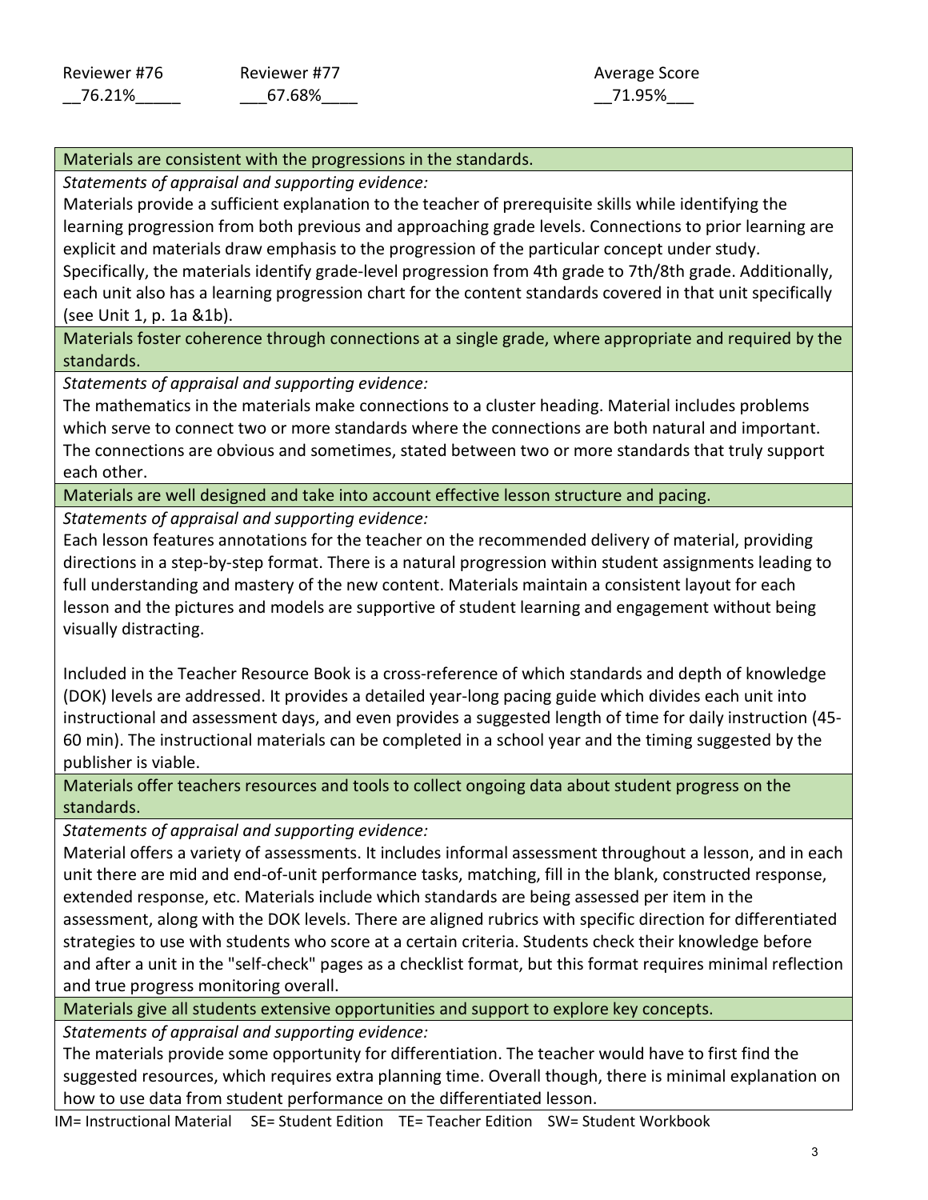| Reviewer #76 | Reviewer #77 | Average Score |
|---|---|---|
| __76.21%_____ | ___67.68%____ | __71.95%___ |

| Materials are consistent with the progressions in the standards. |
|---|
| *Statements of appraisal and supporting evidence:*<br>Materials provide a sufficient explanation to the teacher of prerequisite skills while identifying the learning progression from both previous and approaching grade levels. Connections to prior learning are explicit and materials draw emphasis to the progression of the particular concept under study. Specifically, the materials identify grade-level progression from 4th grade to 7th/8th grade. Additionally, each unit also has a learning progression chart for the content standards covered in that unit specifically (see Unit 1, p. 1a &1b). |
| **Materials foster coherence through connections at a single grade, where appropriate and required by the standards.** |
| *Statements of appraisal and supporting evidence:*<br>The mathematics in the materials make connections to a cluster heading. Material includes problems which serve to connect two or more standards where the connections are both natural and important. The connections are obvious and sometimes, stated between two or more standards that truly support each other. |
| **Materials are well designed and take into account effective lesson structure and pacing.** |
| *Statements of appraisal and supporting evidence:*<br>Each lesson features annotations for the teacher on the recommended delivery of material, providing directions in a step-by-step format. There is a natural progression within student assignments leading to full understanding and mastery of the new content. Materials maintain a consistent layout for each lesson and the pictures and models are supportive of student learning and engagement without being visually distracting.<br><br>Included in the Teacher Resource Book is a cross-reference of which standards and depth of knowledge (DOK) levels are addressed. It provides a detailed year-long pacing guide which divides each unit into instructional and assessment days, and even provides a suggested length of time for daily instruction (45-60 min). The instructional materials can be completed in a school year and the timing suggested by the publisher is viable. |
| **Materials offer teachers resources and tools to collect ongoing data about student progress on the standards.** |
| *Statements of appraisal and supporting evidence:*<br>Material offers a variety of assessments. It includes informal assessment throughout a lesson, and in each unit there are mid and end-of-unit performance tasks, matching, fill in the blank, constructed response, extended response, etc. Materials include which standards are being assessed per item in the assessment, along with the DOK levels. There are aligned rubrics with specific direction for differentiated strategies to use with students who score at a certain criteria. Students check their knowledge before and after a unit in the "self-check" pages as a checklist format, but this format requires minimal reflection and true progress monitoring overall. |
| **Materials give all students extensive opportunities and support to explore key concepts.** |
| *Statements of appraisal and supporting evidence:*<br>The materials provide some opportunity for differentiation. The teacher would have to first find the suggested resources, which requires extra planning time. Overall though, there is minimal explanation on how to use data from student performance on the differentiated lesson. |

IM= Instructional Material SE= Student Edition TE= Teacher Edition SW= Student Workbook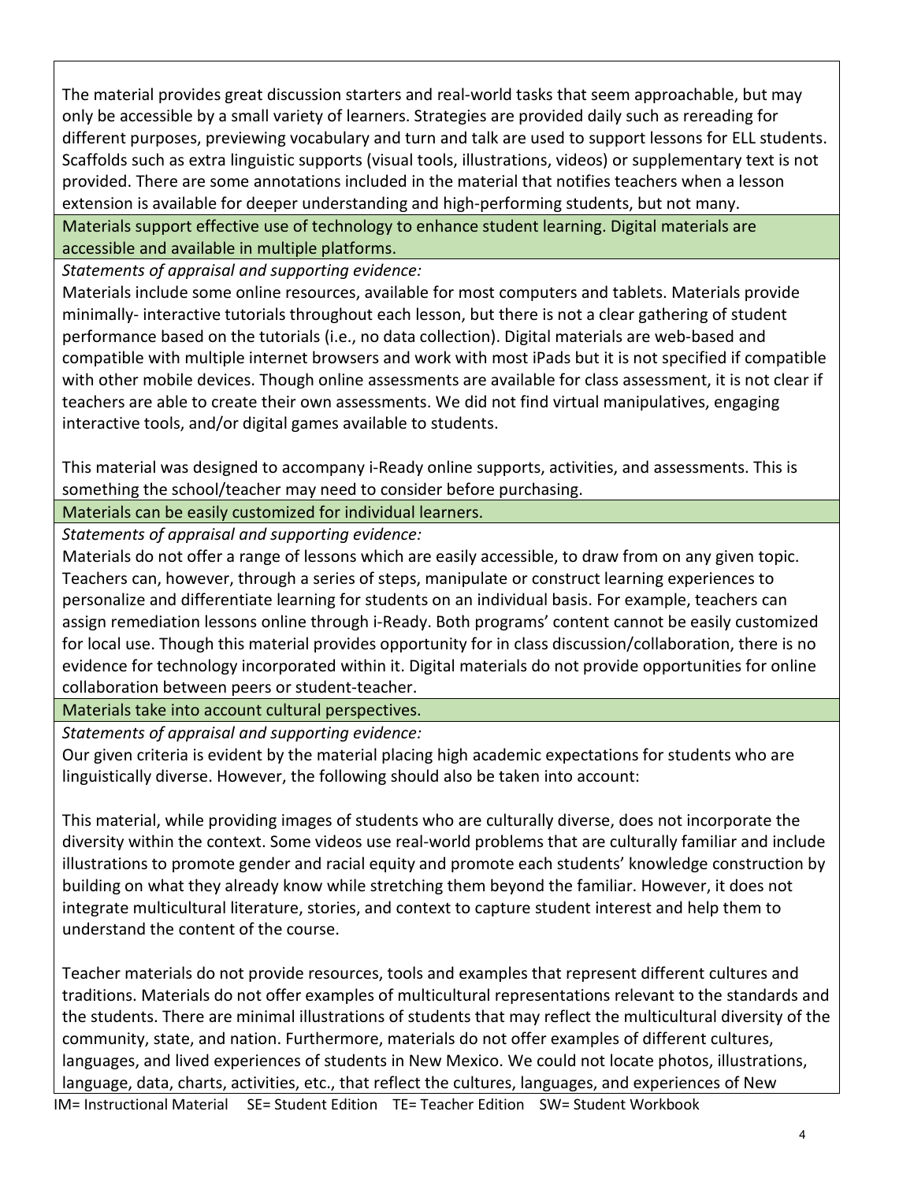The material provides great discussion starters and real-world tasks that seem approachable, but may only be accessible by a small variety of learners. Strategies are provided daily such as rereading for different purposes, previewing vocabulary and turn and talk are used to support lessons for ELL students. Scaffolds such as extra linguistic supports (visual tools, illustrations, videos) or supplementary text is not provided. There are some annotations included in the material that notifies teachers when a lesson extension is available for deeper understanding and high-performing students, but not many.

**Materials support effective use of technology to enhance student learning. Digital materials are accessible and available in multiple platforms.**

*Statements of appraisal and supporting evidence:*

Materials include some online resources, available for most computers and tablets. Materials provide minimally- interactive tutorials throughout each lesson, but there is not a clear gathering of student performance based on the tutorials (i.e., no data collection). Digital materials are web-based and compatible with multiple internet browsers and work with most iPads but it is not specified if compatible with other mobile devices. Though online assessments are available for class assessment, it is not clear if teachers are able to create their own assessments. We did not find virtual manipulatives, engaging interactive tools, and/or digital games available to students.

This material was designed to accompany i-Ready online supports, activities, and assessments. This is something the school/teacher may need to consider before purchasing.

**Materials can be easily customized for individual learners.**

*Statements of appraisal and supporting evidence:*

Materials do not offer a range of lessons which are easily accessible, to draw from on any given topic. Teachers can, however, through a series of steps, manipulate or construct learning experiences to personalize and differentiate learning for students on an individual basis. For example, teachers can assign remediation lessons online through i-Ready. Both programs' content cannot be easily customized for local use. Though this material provides opportunity for in class discussion/collaboration, there is no evidence for technology incorporated within it. Digital materials do not provide opportunities for online collaboration between peers or student-teacher.

**Materials take into account cultural perspectives.**

*Statements of appraisal and supporting evidence:*

Our given criteria is evident by the material placing high academic expectations for students who are linguistically diverse. However, the following should also be taken into account:

This material, while providing images of students who are culturally diverse, does not incorporate the diversity within the context. Some videos use real-world problems that are culturally familiar and include illustrations to promote gender and racial equity and promote each students' knowledge construction by building on what they already know while stretching them beyond the familiar. However, it does not integrate multicultural literature, stories, and context to capture student interest and help them to understand the content of the course.

Teacher materials do not provide resources, tools and examples that represent different cultures and traditions. Materials do not offer examples of multicultural representations relevant to the standards and the students. There are minimal illustrations of students that may reflect the multicultural diversity of the community, state, and nation. Furthermore, materials do not offer examples of different cultures, languages, and lived experiences of students in New Mexico. We could not locate photos, illustrations, language, data, charts, activities, etc., that reflect the cultures, languages, and experiences of New

IM= Instructional Material SE= Student Edition TE= Teacher Edition SW= Student Workbook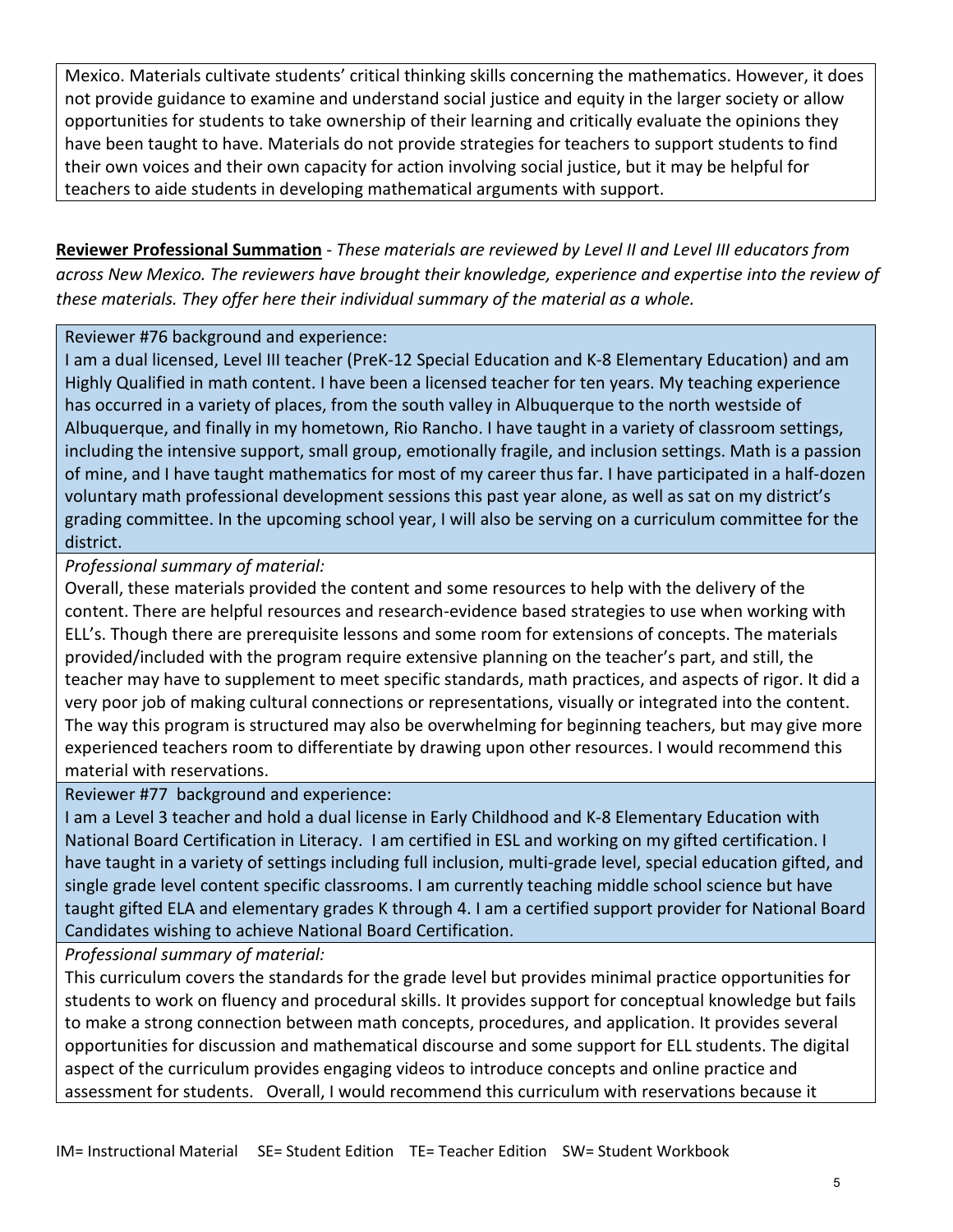Mexico. Materials cultivate students' critical thinking skills concerning the mathematics. However, it does not provide guidance to examine and understand social justice and equity in the larger society or allow opportunities for students to take ownership of their learning and critically evaluate the opinions they have been taught to have. Materials do not provide strategies for teachers to support students to find their own voices and their own capacity for action involving social justice, but it may be helpful for teachers to aide students in developing mathematical arguments with support.

**Reviewer Professional Summation** - *These materials are reviewed by Level II and Level III educators from across New Mexico. The reviewers have brought their knowledge, experience and expertise into the review of these materials. They offer here their individual summary of the material as a whole.*

Reviewer #76 background and experience:
I am a dual licensed, Level III teacher (PreK-12 Special Education and K-8 Elementary Education) and am Highly Qualified in math content. I have been a licensed teacher for ten years. My teaching experience has occurred in a variety of places, from the south valley in Albuquerque to the north westside of Albuquerque, and finally in my hometown, Rio Rancho. I have taught in a variety of classroom settings, including the intensive support, small group, emotionally fragile, and inclusion settings. Math is a passion of mine, and I have taught mathematics for most of my career thus far. I have participated in a half-dozen voluntary math professional development sessions this past year alone, as well as sat on my district's grading committee. In the upcoming school year, I will also be serving on a curriculum committee for the district.

*Professional summary of material:*
Overall, these materials provided the content and some resources to help with the delivery of the content. There are helpful resources and research-evidence based strategies to use when working with ELL's. Though there are prerequisite lessons and some room for extensions of concepts. The materials provided/included with the program require extensive planning on the teacher's part, and still, the teacher may have to supplement to meet specific standards, math practices, and aspects of rigor. It did a very poor job of making cultural connections or representations, visually or integrated into the content. The way this program is structured may also be overwhelming for beginning teachers, but may give more experienced teachers room to differentiate by drawing upon other resources. I would recommend this material with reservations.

Reviewer #77 background and experience:
I am a Level 3 teacher and hold a dual license in Early Childhood and K-8 Elementary Education with National Board Certification in Literacy. I am certified in ESL and working on my gifted certification. I have taught in a variety of settings including full inclusion, multi-grade level, special education gifted, and single grade level content specific classrooms. I am currently teaching middle school science but have taught gifted ELA and elementary grades K through 4. I am a certified support provider for National Board Candidates wishing to achieve National Board Certification.

*Professional summary of material:*
This curriculum covers the standards for the grade level but provides minimal practice opportunities for students to work on fluency and procedural skills. It provides support for conceptual knowledge but fails to make a strong connection between math concepts, procedures, and application. It provides several opportunities for discussion and mathematical discourse and some support for ELL students. The digital aspect of the curriculum provides engaging videos to introduce concepts and online practice and assessment for students. Overall, I would recommend this curriculum with reservations because it

IM= Instructional Material SE= Student Edition TE= Teacher Edition SW= Student Workbook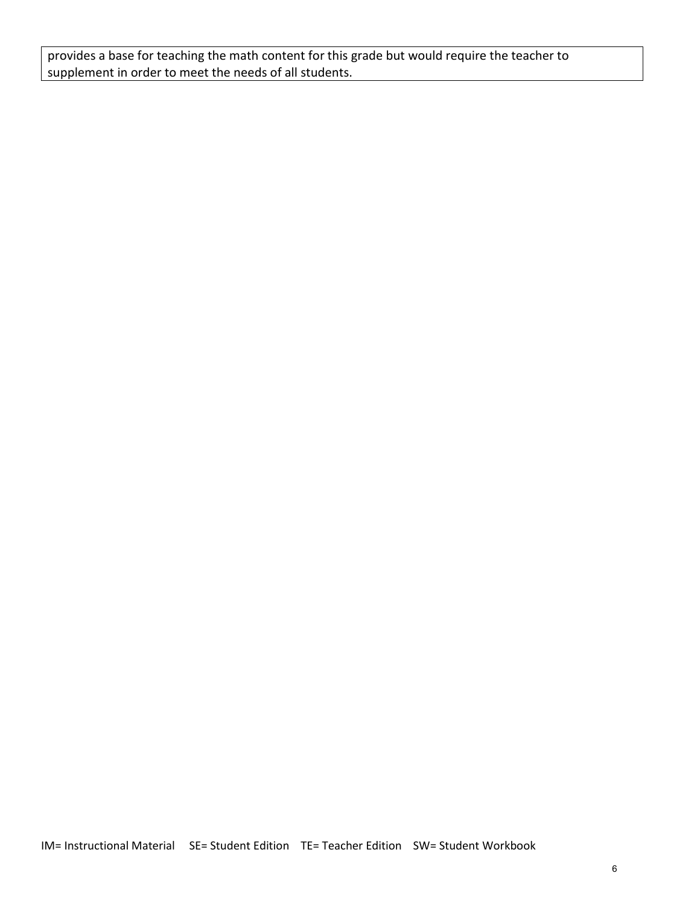| provides a base for teaching the math content for this grade but would require the teacher to supplement in order to meet the needs of all students. |
|---|

IM= Instructional Material SE= Student Edition TE= Teacher Edition SW= Student Workbook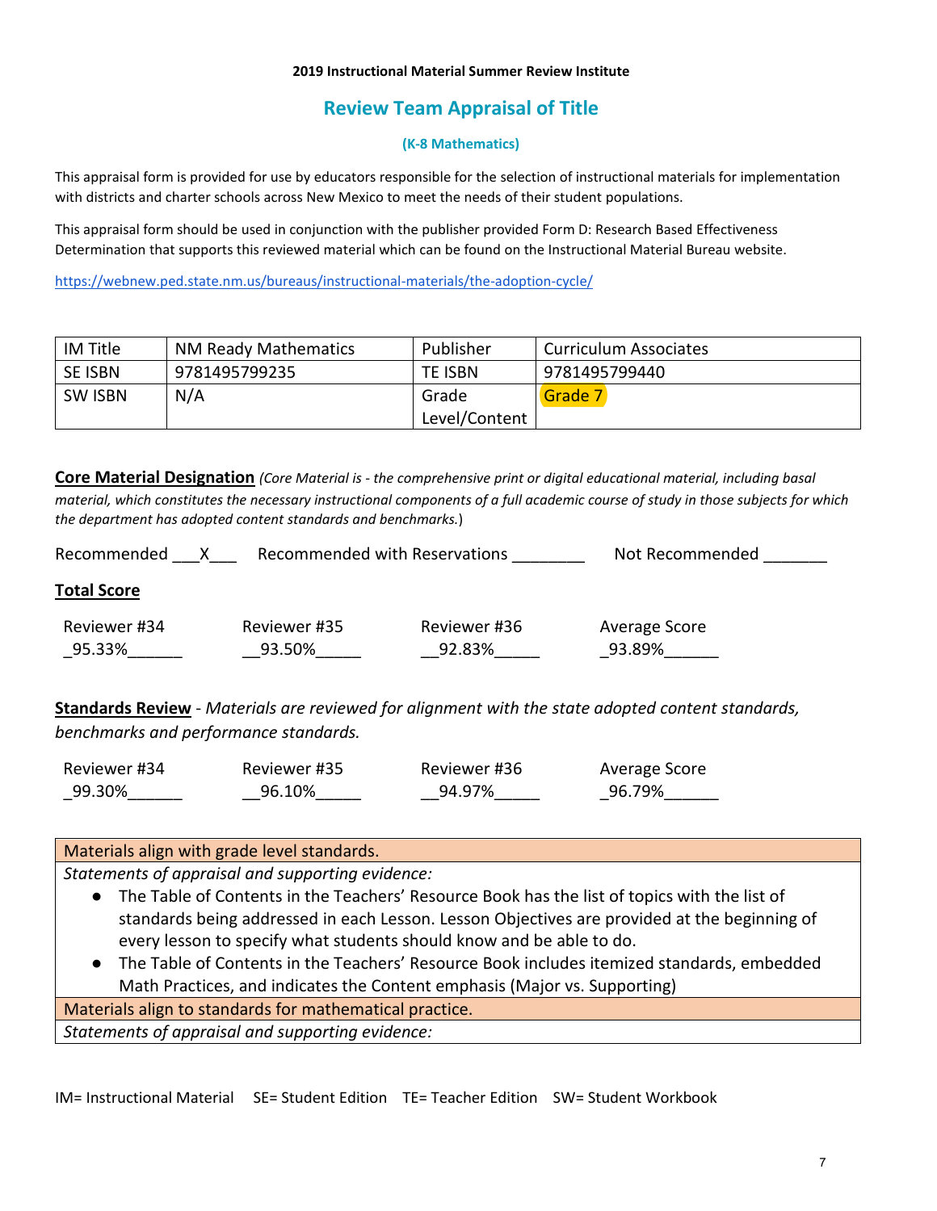**2019 Instructional Material Summer Review Institute**

## Review Team Appraisal of Title

**(K-8 Mathematics)**

This appraisal form is provided for use by educators responsible for the selection of instructional materials for implementation with districts and charter schools across New Mexico to meet the needs of their student populations.

This appraisal form should be used in conjunction with the publisher provided Form D: Research Based Effectiveness Determination that supports this reviewed material which can be found on the Instructional Material Bureau website.

https://webnew.ped.state.nm.us/bureaus/instructional-materials/the-adoption-cycle/

| IM Title | NM Ready Mathematics | Publisher | Curriculum Associates |
|---|---|---|---|
| SE ISBN | 9781495799235 | TE ISBN | 9781495799440 |
| SW ISBN | N/A | Grade Level/Content | Grade 7 |

**Core Material Designation** *(Core Material is - the comprehensive print or digital educational material, including basal material, which constitutes the necessary instructional components of a full academic course of study in those subjects for which the department has adopted content standards and benchmarks.*)

Recommended ___X___ Recommended with Reservations ________ Not Recommended _______

**Total Score**

| Reviewer #34 | Reviewer #35 | Reviewer #36 | Average Score |
|---|---|---|---|
| _95.33%______ | __93.50%_____ | __92.83%_____ | _93.89%______ |

**Standards Review** - *Materials are reviewed for alignment with the state adopted content standards, benchmarks and performance standards.*

| Reviewer #34 | Reviewer #35 | Reviewer #36 | Average Score |
|---|---|---|---|
| _99.30%______ | __96.10%_____ | __94.97%_____ | _96.79%______ |

| Materials align with grade level standards. |
|---|
| *Statements of appraisal and supporting evidence:* <br> ● The Table of Contents in the Teachers' Resource Book has the list of topics with the list of standards being addressed in each Lesson. Lesson Objectives are provided at the beginning of every lesson to specify what students should know and be able to do. <br> ● The Table of Contents in the Teachers' Resource Book includes itemized standards, embedded Math Practices, and indicates the Content emphasis (Major vs. Supporting) |
| Materials align to standards for mathematical practice. |
| *Statements of appraisal and supporting evidence:* |

IM= Instructional Material SE= Student Edition TE= Teacher Edition SW= Student Workbook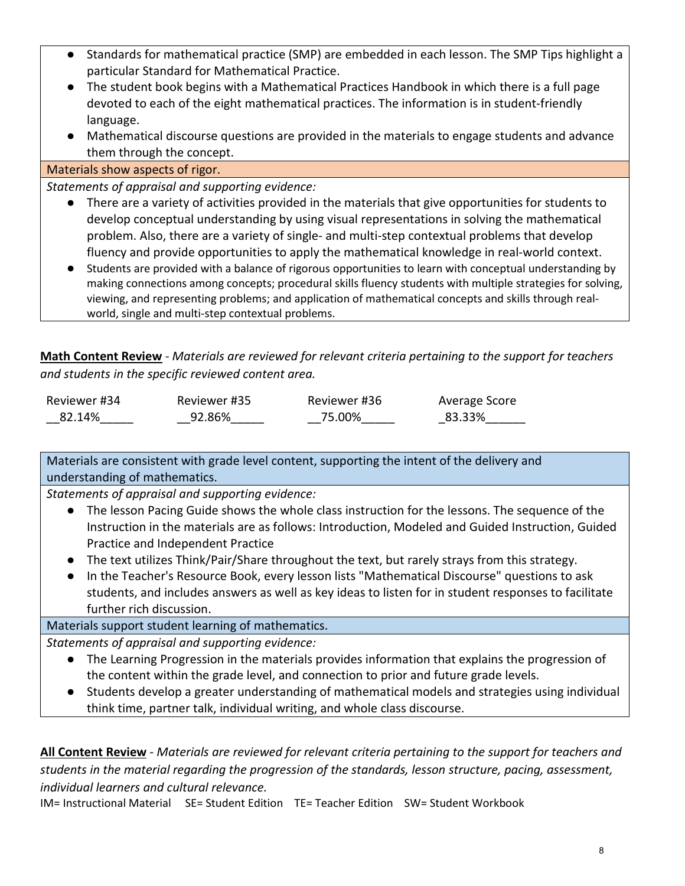- Standards for mathematical practice (SMP) are embedded in each lesson. The SMP Tips highlight a particular Standard for Mathematical Practice.
- The student book begins with a Mathematical Practices Handbook in which there is a full page devoted to each of the eight mathematical practices. The information is in student-friendly language.
- Mathematical discourse questions are provided in the materials to engage students and advance them through the concept.

Materials show aspects of rigor.

*Statements of appraisal and supporting evidence:*

- There are a variety of activities provided in the materials that give opportunities for students to develop conceptual understanding by using visual representations in solving the mathematical problem. Also, there are a variety of single- and multi-step contextual problems that develop fluency and provide opportunities to apply the mathematical knowledge in real-world context.
- Students are provided with a balance of rigorous opportunities to learn with conceptual understanding by making connections among concepts; procedural skills fluency students with multiple strategies for solving, viewing, and representing problems; and application of mathematical concepts and skills through real-world, single and multi-step contextual problems.

**Math Content Review** - *Materials are reviewed for relevant criteria pertaining to the support for teachers and students in the specific reviewed content area.*

| Reviewer #34 | Reviewer #35 | Reviewer #36 | Average Score |
|---|---|---|---|
| 82.14% | 92.86% | 75.00% | 83.33% |

Materials are consistent with grade level content, supporting the intent of the delivery and understanding of mathematics.

*Statements of appraisal and supporting evidence:*

- The lesson Pacing Guide shows the whole class instruction for the lessons. The sequence of the Instruction in the materials are as follows: Introduction, Modeled and Guided Instruction, Guided Practice and Independent Practice
- The text utilizes Think/Pair/Share throughout the text, but rarely strays from this strategy.
- In the Teacher's Resource Book, every lesson lists "Mathematical Discourse" questions to ask students, and includes answers as well as key ideas to listen for in student responses to facilitate further rich discussion.

Materials support student learning of mathematics.

*Statements of appraisal and supporting evidence:*

- The Learning Progression in the materials provides information that explains the progression of the content within the grade level, and connection to prior and future grade levels.
- Students develop a greater understanding of mathematical models and strategies using individual think time, partner talk, individual writing, and whole class discourse.

**All Content Review** - *Materials are reviewed for relevant criteria pertaining to the support for teachers and students in the material regarding the progression of the standards, lesson structure, pacing, assessment, individual learners and cultural relevance.*

IM= Instructional Material SE= Student Edition TE= Teacher Edition SW= Student Workbook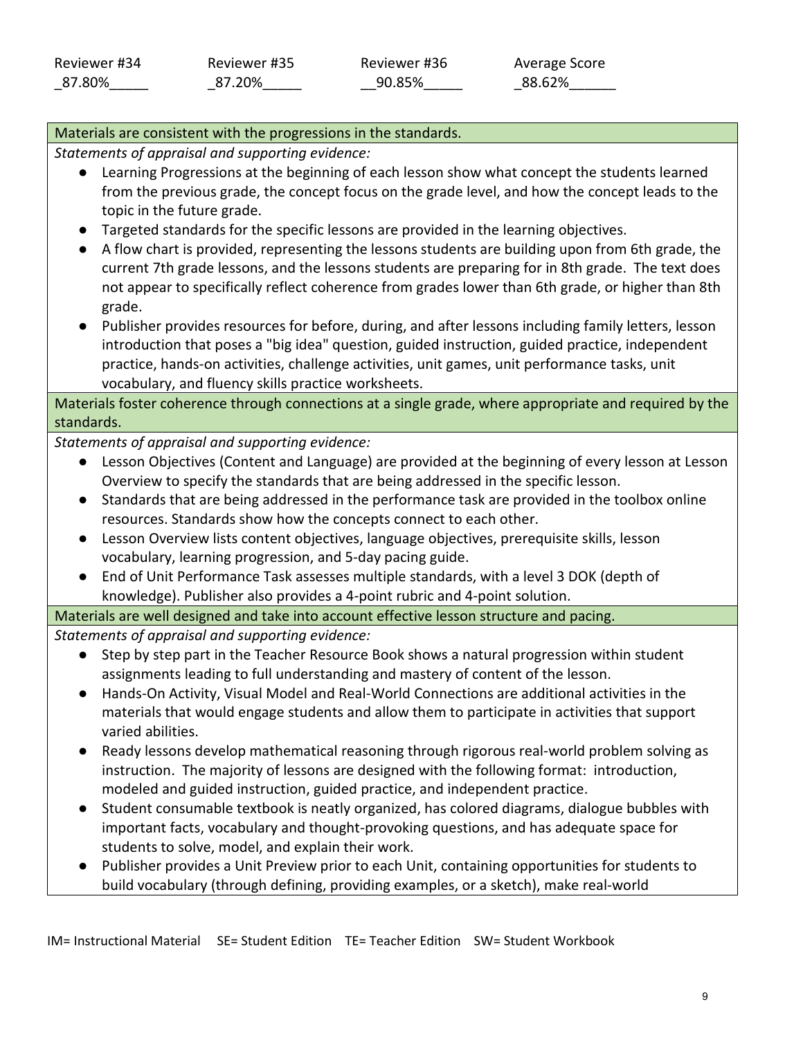| Reviewer #34 | Reviewer #35 | Reviewer #36 | Average Score |
|---|---|---|---|
| _87.80%_____ | _87.20%_____ | __90.85%_____ | _88.62%______ |

| Materials are consistent with the progressions in the standards. |
|---|
| *Statements of appraisal and supporting evidence:*<br>● Learning Progressions at the beginning of each lesson show what concept the students learned from the previous grade, the concept focus on the grade level, and how the concept leads to the topic in the future grade.<br>● Targeted standards for the specific lessons are provided in the learning objectives.<br>● A flow chart is provided, representing the lessons students are building upon from 6th grade, the current 7th grade lessons, and the lessons students are preparing for in 8th grade. The text does not appear to specifically reflect coherence from grades lower than 6th grade, or higher than 8th grade.<br>● Publisher provides resources for before, during, and after lessons including family letters, lesson introduction that poses a "big idea" question, guided instruction, guided practice, independent practice, hands-on activities, challenge activities, unit games, unit performance tasks, unit vocabulary, and fluency skills practice worksheets. |
| Materials foster coherence through connections at a single grade, where appropriate and required by the standards. |
| *Statements of appraisal and supporting evidence:*<br>● Lesson Objectives (Content and Language) are provided at the beginning of every lesson at Lesson Overview to specify the standards that are being addressed in the specific lesson.<br>● Standards that are being addressed in the performance task are provided in the toolbox online resources. Standards show how the concepts connect to each other.<br>● Lesson Overview lists content objectives, language objectives, prerequisite skills, lesson vocabulary, learning progression, and 5-day pacing guide.<br>● End of Unit Performance Task assesses multiple standards, with a level 3 DOK (depth of knowledge). Publisher also provides a 4-point rubric and 4-point solution. |
| Materials are well designed and take into account effective lesson structure and pacing. |
| *Statements of appraisal and supporting evidence:*<br>● Step by step part in the Teacher Resource Book shows a natural progression within student assignments leading to full understanding and mastery of content of the lesson.<br>● Hands-On Activity, Visual Model and Real-World Connections are additional activities in the materials that would engage students and allow them to participate in activities that support varied abilities.<br>● Ready lessons develop mathematical reasoning through rigorous real-world problem solving as instruction. The majority of lessons are designed with the following format: introduction, modeled and guided instruction, guided practice, and independent practice.<br>● Student consumable textbook is neatly organized, has colored diagrams, dialogue bubbles with important facts, vocabulary and thought-provoking questions, and has adequate space for students to solve, model, and explain their work.<br>● Publisher provides a Unit Preview prior to each Unit, containing opportunities for students to build vocabulary (through defining, providing examples, or a sketch), make real-world |

IM= Instructional Material SE= Student Edition TE= Teacher Edition SW= Student Workbook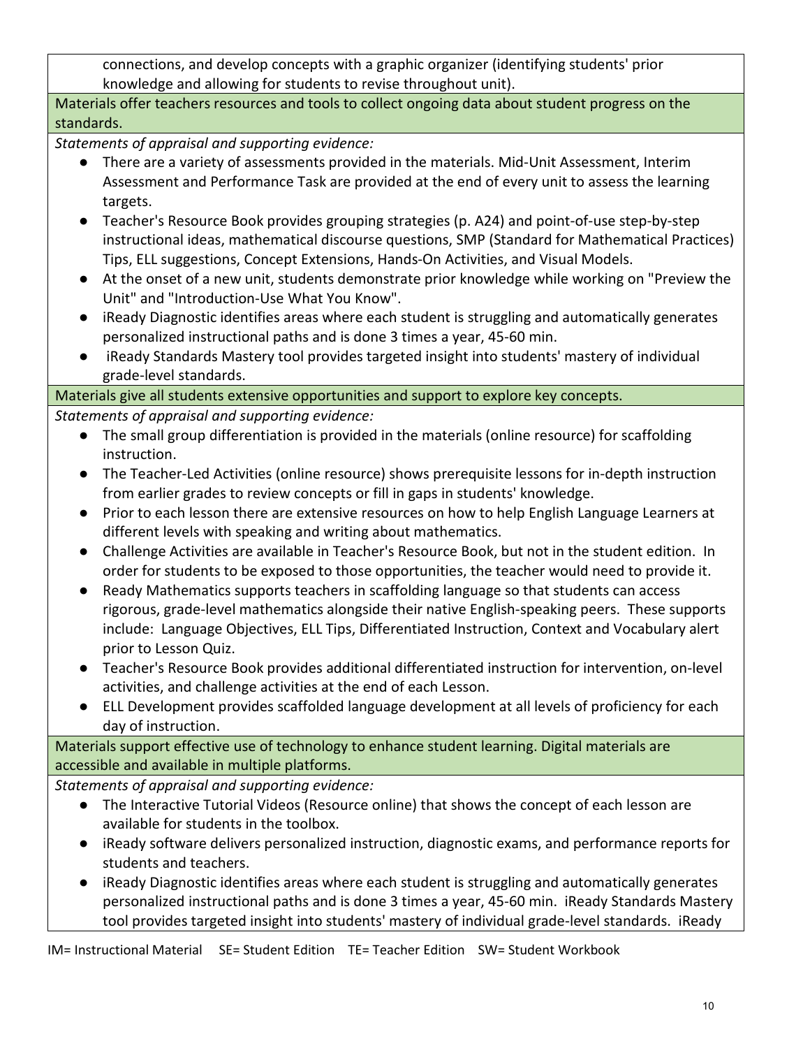connections, and develop concepts with a graphic organizer (identifying students' prior knowledge and allowing for students to revise throughout unit).

**Materials offer teachers resources and tools to collect ongoing data about student progress on the standards.**

*Statements of appraisal and supporting evidence:*

- There are a variety of assessments provided in the materials. Mid-Unit Assessment, Interim Assessment and Performance Task are provided at the end of every unit to assess the learning targets.
- Teacher's Resource Book provides grouping strategies (p. A24) and point-of-use step-by-step instructional ideas, mathematical discourse questions, SMP (Standard for Mathematical Practices) Tips, ELL suggestions, Concept Extensions, Hands-On Activities, and Visual Models.
- At the onset of a new unit, students demonstrate prior knowledge while working on "Preview the Unit" and "Introduction-Use What You Know".
- iReady Diagnostic identifies areas where each student is struggling and automatically generates personalized instructional paths and is done 3 times a year, 45-60 min.
- iReady Standards Mastery tool provides targeted insight into students' mastery of individual grade-level standards.

**Materials give all students extensive opportunities and support to explore key concepts.**

*Statements of appraisal and supporting evidence:*

- The small group differentiation is provided in the materials (online resource) for scaffolding instruction.
- The Teacher-Led Activities (online resource) shows prerequisite lessons for in-depth instruction from earlier grades to review concepts or fill in gaps in students' knowledge.
- Prior to each lesson there are extensive resources on how to help English Language Learners at different levels with speaking and writing about mathematics.
- Challenge Activities are available in Teacher's Resource Book, but not in the student edition. In order for students to be exposed to those opportunities, the teacher would need to provide it.
- Ready Mathematics supports teachers in scaffolding language so that students can access rigorous, grade-level mathematics alongside their native English-speaking peers. These supports include: Language Objectives, ELL Tips, Differentiated Instruction, Context and Vocabulary alert prior to Lesson Quiz.
- Teacher's Resource Book provides additional differentiated instruction for intervention, on-level activities, and challenge activities at the end of each Lesson.
- ELL Development provides scaffolded language development at all levels of proficiency for each day of instruction.

**Materials support effective use of technology to enhance student learning. Digital materials are accessible and available in multiple platforms.**

*Statements of appraisal and supporting evidence:*

- The Interactive Tutorial Videos (Resource online) that shows the concept of each lesson are available for students in the toolbox.
- iReady software delivers personalized instruction, diagnostic exams, and performance reports for students and teachers.
- iReady Diagnostic identifies areas where each student is struggling and automatically generates personalized instructional paths and is done 3 times a year, 45-60 min. iReady Standards Mastery tool provides targeted insight into students' mastery of individual grade-level standards. iReady

IM= Instructional Material SE= Student Edition TE= Teacher Edition SW= Student Workbook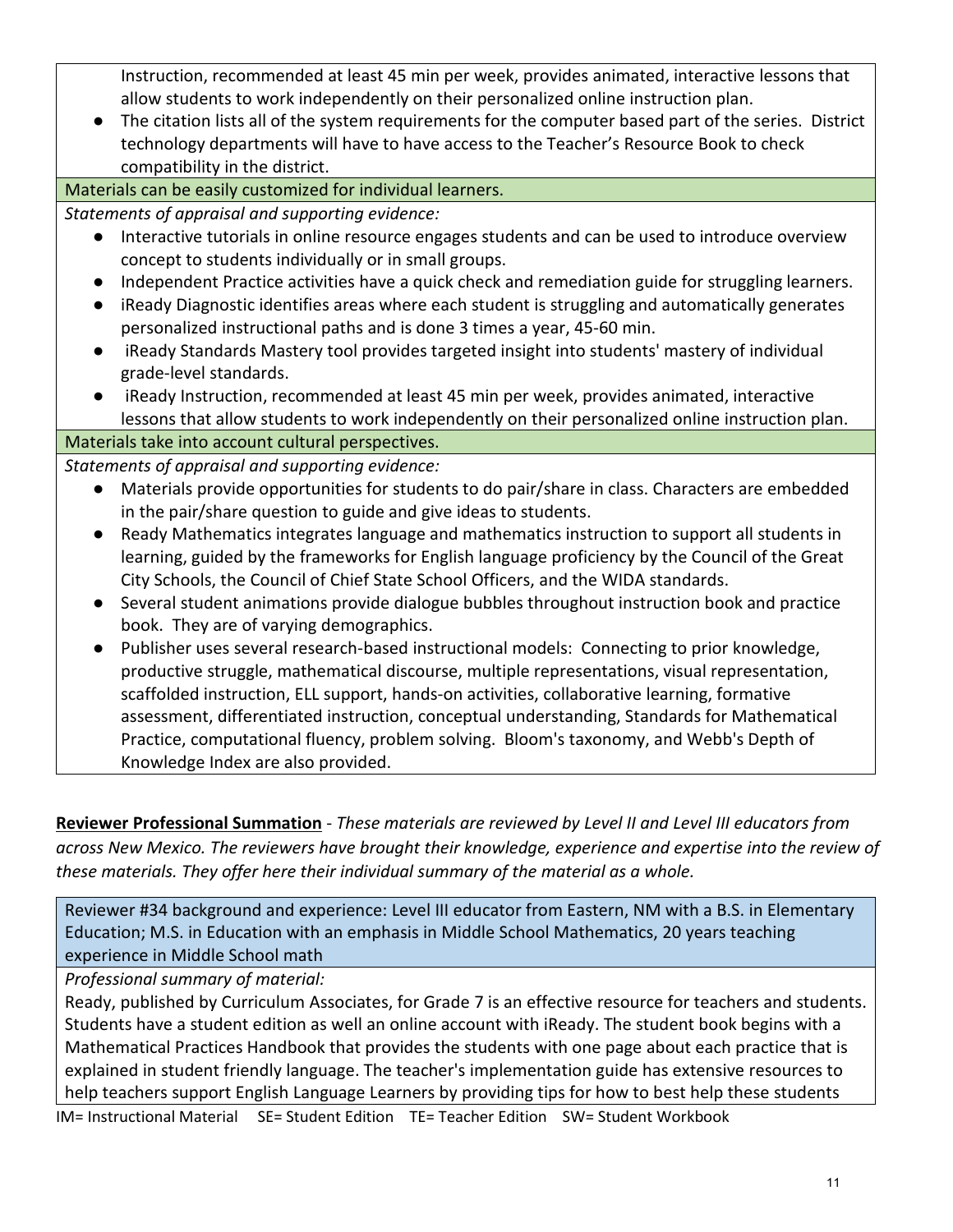Instruction, recommended at least 45 min per week, provides animated, interactive lessons that allow students to work independently on their personalized online instruction plan.

- The citation lists all of the system requirements for the computer based part of the series. District technology departments will have to have access to the Teacher's Resource Book to check compatibility in the district.

**Materials can be easily customized for individual learners.**

*Statements of appraisal and supporting evidence:*

- Interactive tutorials in online resource engages students and can be used to introduce overview concept to students individually or in small groups.
- Independent Practice activities have a quick check and remediation guide for struggling learners.
- iReady Diagnostic identifies areas where each student is struggling and automatically generates personalized instructional paths and is done 3 times a year, 45-60 min.
- iReady Standards Mastery tool provides targeted insight into students' mastery of individual grade-level standards.
- iReady Instruction, recommended at least 45 min per week, provides animated, interactive lessons that allow students to work independently on their personalized online instruction plan.

**Materials take into account cultural perspectives.**

*Statements of appraisal and supporting evidence:*

- Materials provide opportunities for students to do pair/share in class. Characters are embedded in the pair/share question to guide and give ideas to students.
- Ready Mathematics integrates language and mathematics instruction to support all students in learning, guided by the frameworks for English language proficiency by the Council of the Great City Schools, the Council of Chief State School Officers, and the WIDA standards.
- Several student animations provide dialogue bubbles throughout instruction book and practice book. They are of varying demographics.
- Publisher uses several research-based instructional models: Connecting to prior knowledge, productive struggle, mathematical discourse, multiple representations, visual representation, scaffolded instruction, ELL support, hands-on activities, collaborative learning, formative assessment, differentiated instruction, conceptual understanding, Standards for Mathematical Practice, computational fluency, problem solving. Bloom's taxonomy, and Webb's Depth of Knowledge Index are also provided.

**Reviewer Professional Summation** - *These materials are reviewed by Level II and Level III educators from across New Mexico. The reviewers have brought their knowledge, experience and expertise into the review of these materials. They offer here their individual summary of the material as a whole.*

Reviewer #34 background and experience: Level III educator from Eastern, NM with a B.S. in Elementary Education; M.S. in Education with an emphasis in Middle School Mathematics, 20 years teaching experience in Middle School math

*Professional summary of material:*

Ready, published by Curriculum Associates, for Grade 7 is an effective resource for teachers and students. Students have a student edition as well an online account with iReady. The student book begins with a Mathematical Practices Handbook that provides the students with one page about each practice that is explained in student friendly language. The teacher's implementation guide has extensive resources to help teachers support English Language Learners by providing tips for how to best help these students

IM= Instructional Material SE= Student Edition TE= Teacher Edition SW= Student Workbook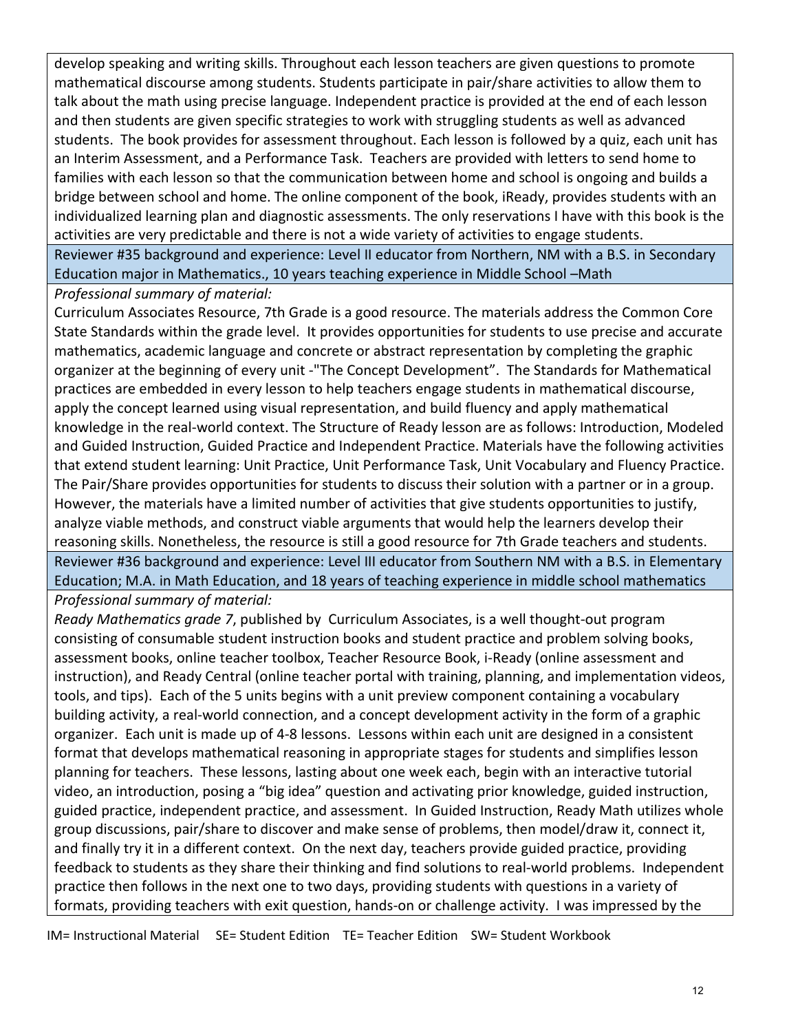develop speaking and writing skills. Throughout each lesson teachers are given questions to promote mathematical discourse among students. Students participate in pair/share activities to allow them to talk about the math using precise language. Independent practice is provided at the end of each lesson and then students are given specific strategies to work with struggling students as well as advanced students. The book provides for assessment throughout. Each lesson is followed by a quiz, each unit has an Interim Assessment, and a Performance Task. Teachers are provided with letters to send home to families with each lesson so that the communication between home and school is ongoing and builds a bridge between school and home. The online component of the book, iReady, provides students with an individualized learning plan and diagnostic assessments. The only reservations I have with this book is the activities are very predictable and there is not a wide variety of activities to engage students.

Reviewer #35 background and experience: Level II educator from Northern, NM with a B.S. in Secondary Education major in Mathematics., 10 years teaching experience in Middle School –Math

*Professional summary of material:*

Curriculum Associates Resource, 7th Grade is a good resource. The materials address the Common Core State Standards within the grade level. It provides opportunities for students to use precise and accurate mathematics, academic language and concrete or abstract representation by completing the graphic organizer at the beginning of every unit -"The Concept Development". The Standards for Mathematical practices are embedded in every lesson to help teachers engage students in mathematical discourse, apply the concept learned using visual representation, and build fluency and apply mathematical knowledge in the real-world context. The Structure of Ready lesson are as follows: Introduction, Modeled and Guided Instruction, Guided Practice and Independent Practice. Materials have the following activities that extend student learning: Unit Practice, Unit Performance Task, Unit Vocabulary and Fluency Practice. The Pair/Share provides opportunities for students to discuss their solution with a partner or in a group. However, the materials have a limited number of activities that give students opportunities to justify, analyze viable methods, and construct viable arguments that would help the learners develop their reasoning skills. Nonetheless, the resource is still a good resource for 7th Grade teachers and students.

Reviewer #36 background and experience: Level III educator from Southern NM with a B.S. in Elementary Education; M.A. in Math Education, and 18 years of teaching experience in middle school mathematics

*Professional summary of material:*

*Ready Mathematics grade 7*, published by Curriculum Associates, is a well thought-out program consisting of consumable student instruction books and student practice and problem solving books, assessment books, online teacher toolbox, Teacher Resource Book, i-Ready (online assessment and instruction), and Ready Central (online teacher portal with training, planning, and implementation videos, tools, and tips). Each of the 5 units begins with a unit preview component containing a vocabulary building activity, a real-world connection, and a concept development activity in the form of a graphic organizer. Each unit is made up of 4-8 lessons. Lessons within each unit are designed in a consistent format that develops mathematical reasoning in appropriate stages for students and simplifies lesson planning for teachers. These lessons, lasting about one week each, begin with an interactive tutorial video, an introduction, posing a "big idea" question and activating prior knowledge, guided instruction, guided practice, independent practice, and assessment. In Guided Instruction, Ready Math utilizes whole group discussions, pair/share to discover and make sense of problems, then model/draw it, connect it, and finally try it in a different context. On the next day, teachers provide guided practice, providing feedback to students as they share their thinking and find solutions to real-world problems. Independent practice then follows in the next one to two days, providing students with questions in a variety of formats, providing teachers with exit question, hands-on or challenge activity. I was impressed by the

IM= Instructional Material SE= Student Edition TE= Teacher Edition SW= Student Workbook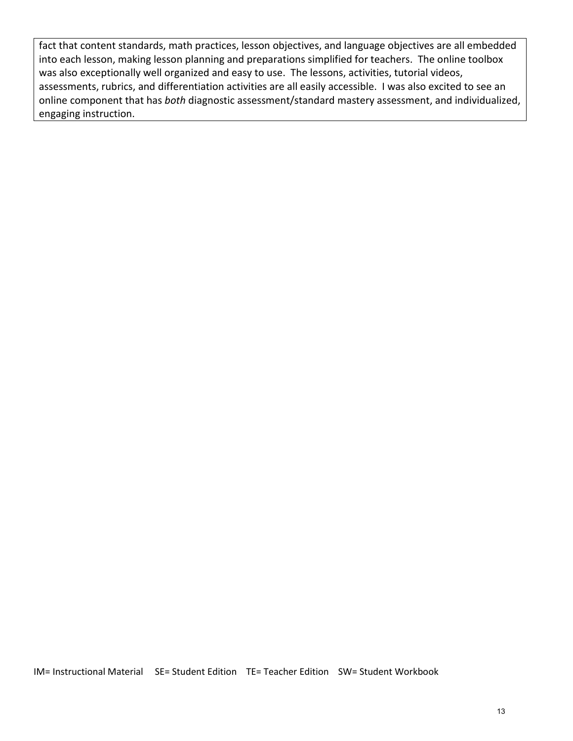fact that content standards, math practices, lesson objectives, and language objectives are all embedded into each lesson, making lesson planning and preparations simplified for teachers. The online toolbox was also exceptionally well organized and easy to use. The lessons, activities, tutorial videos, assessments, rubrics, and differentiation activities are all easily accessible. I was also excited to see an online component that has *both* diagnostic assessment/standard mastery assessment, and individualized, engaging instruction.

IM= Instructional Material    SE= Student Edition    TE= Teacher Edition    SW= Student Workbook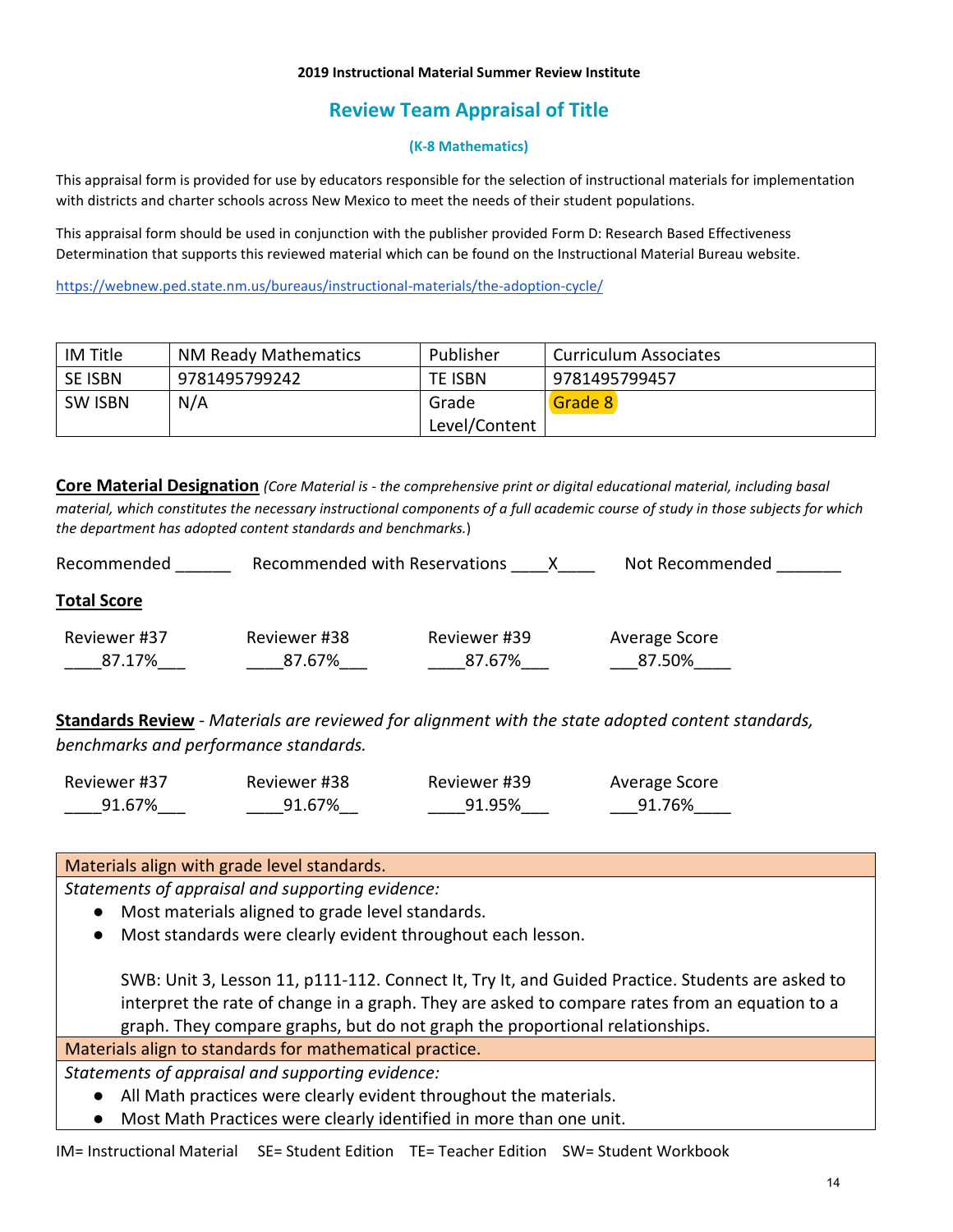**2019 Instructional Material Summer Review Institute**

## Review Team Appraisal of Title

### (K-8 Mathematics)

This appraisal form is provided for use by educators responsible for the selection of instructional materials for implementation with districts and charter schools across New Mexico to meet the needs of their student populations.

This appraisal form should be used in conjunction with the publisher provided Form D: Research Based Effectiveness Determination that supports this reviewed material which can be found on the Instructional Material Bureau website.

https://webnew.ped.state.nm.us/bureaus/instructional-materials/the-adoption-cycle/

| IM Title | NM Ready Mathematics | Publisher | Curriculum Associates |
|---|---|---|---|
| SE ISBN | 9781495799242 | TE ISBN | 9781495799457 |
| SW ISBN | N/A | Grade Level/Content | Grade 8 |

**Core Material Designation** *(Core Material is - the comprehensive print or digital educational material, including basal material, which constitutes the necessary instructional components of a full academic course of study in those subjects for which the department has adopted content standards and benchmarks.)*

Recommended ______ Recommended with Reservations ____X____ Not Recommended _______

**Total Score**

| Reviewer #37 | Reviewer #38 | Reviewer #39 | Average Score |
|---|---|---|---|
| 87.17% | 87.67% | 87.67% | 87.50% |

**Standards Review** - *Materials are reviewed for alignment with the state adopted content standards, benchmarks and performance standards.*

| Reviewer #37 | Reviewer #38 | Reviewer #39 | Average Score |
|---|---|---|---|
| 91.67% | 91.67% | 91.95% | 91.76% |

| Materials align with grade level standards. |
|---|
| *Statements of appraisal and supporting evidence:*<br>● Most materials aligned to grade level standards.<br>● Most standards were clearly evident throughout each lesson.<br><br>SWB: Unit 3, Lesson 11, p111-112. Connect It, Try It, and Guided Practice. Students are asked to interpret the rate of change in a graph. They are asked to compare rates from an equation to a graph. They compare graphs, but do not graph the proportional relationships. |
| **Materials align to standards for mathematical practice.** |
| *Statements of appraisal and supporting evidence:*<br>● All Math practices were clearly evident throughout the materials.<br>● Most Math Practices were clearly identified in more than one unit. |

IM= Instructional Material SE= Student Edition TE= Teacher Edition SW= Student Workbook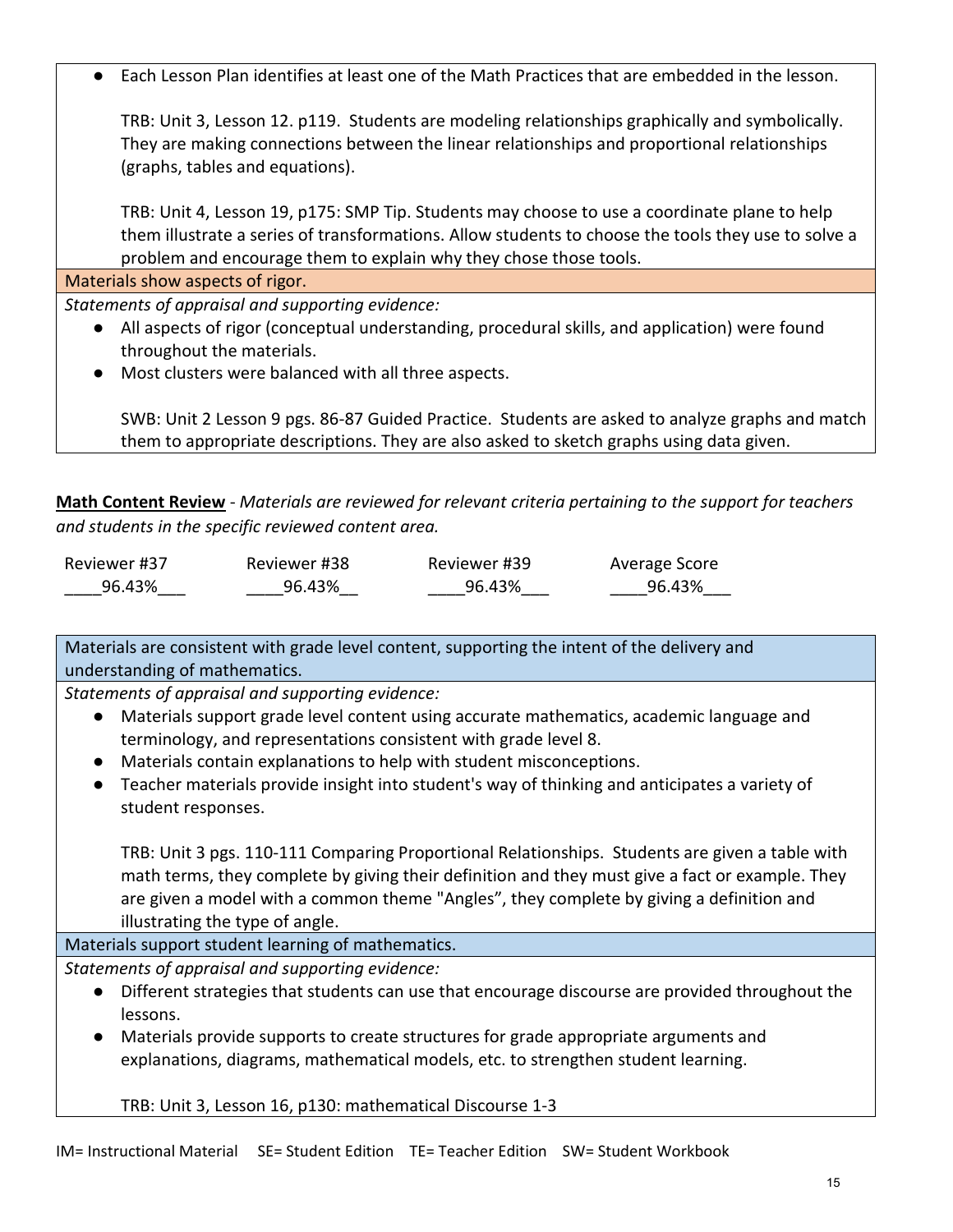- Each Lesson Plan identifies at least one of the Math Practices that are embedded in the lesson.

  TRB: Unit 3, Lesson 12. p119. Students are modeling relationships graphically and symbolically. They are making connections between the linear relationships and proportional relationships (graphs, tables and equations).

  TRB: Unit 4, Lesson 19, p175: SMP Tip. Students may choose to use a coordinate plane to help them illustrate a series of transformations. Allow students to choose the tools they use to solve a problem and encourage them to explain why they chose those tools.

**Materials show aspects of rigor.**

*Statements of appraisal and supporting evidence:*

- All aspects of rigor (conceptual understanding, procedural skills, and application) were found throughout the materials.
- Most clusters were balanced with all three aspects.

  SWB: Unit 2 Lesson 9 pgs. 86-87 Guided Practice. Students are asked to analyze graphs and match them to appropriate descriptions. They are also asked to sketch graphs using data given.

**<u>Math Content Review</u>** - *Materials are reviewed for relevant criteria pertaining to the support for teachers and students in the specific reviewed content area.*

| Reviewer #37 | Reviewer #38 | Reviewer #39 | Average Score |
|---|---|---|---|
| 96.43% | 96.43% | 96.43% | 96.43% |

**Materials are consistent with grade level content, supporting the intent of the delivery and understanding of mathematics.**

*Statements of appraisal and supporting evidence:*

- Materials support grade level content using accurate mathematics, academic language and terminology, and representations consistent with grade level 8.
- Materials contain explanations to help with student misconceptions.
- Teacher materials provide insight into student's way of thinking and anticipates a variety of student responses.

  TRB: Unit 3 pgs. 110-111 Comparing Proportional Relationships. Students are given a table with math terms, they complete by giving their definition and they must give a fact or example. They are given a model with a common theme "Angles", they complete by giving a definition and illustrating the type of angle.

**Materials support student learning of mathematics.**

*Statements of appraisal and supporting evidence:*

- Different strategies that students can use that encourage discourse are provided throughout the lessons.
- Materials provide supports to create structures for grade appropriate arguments and explanations, diagrams, mathematical models, etc. to strengthen student learning.

  TRB: Unit 3, Lesson 16, p130: mathematical Discourse 1-3

IM= Instructional Material SE= Student Edition TE= Teacher Edition SW= Student Workbook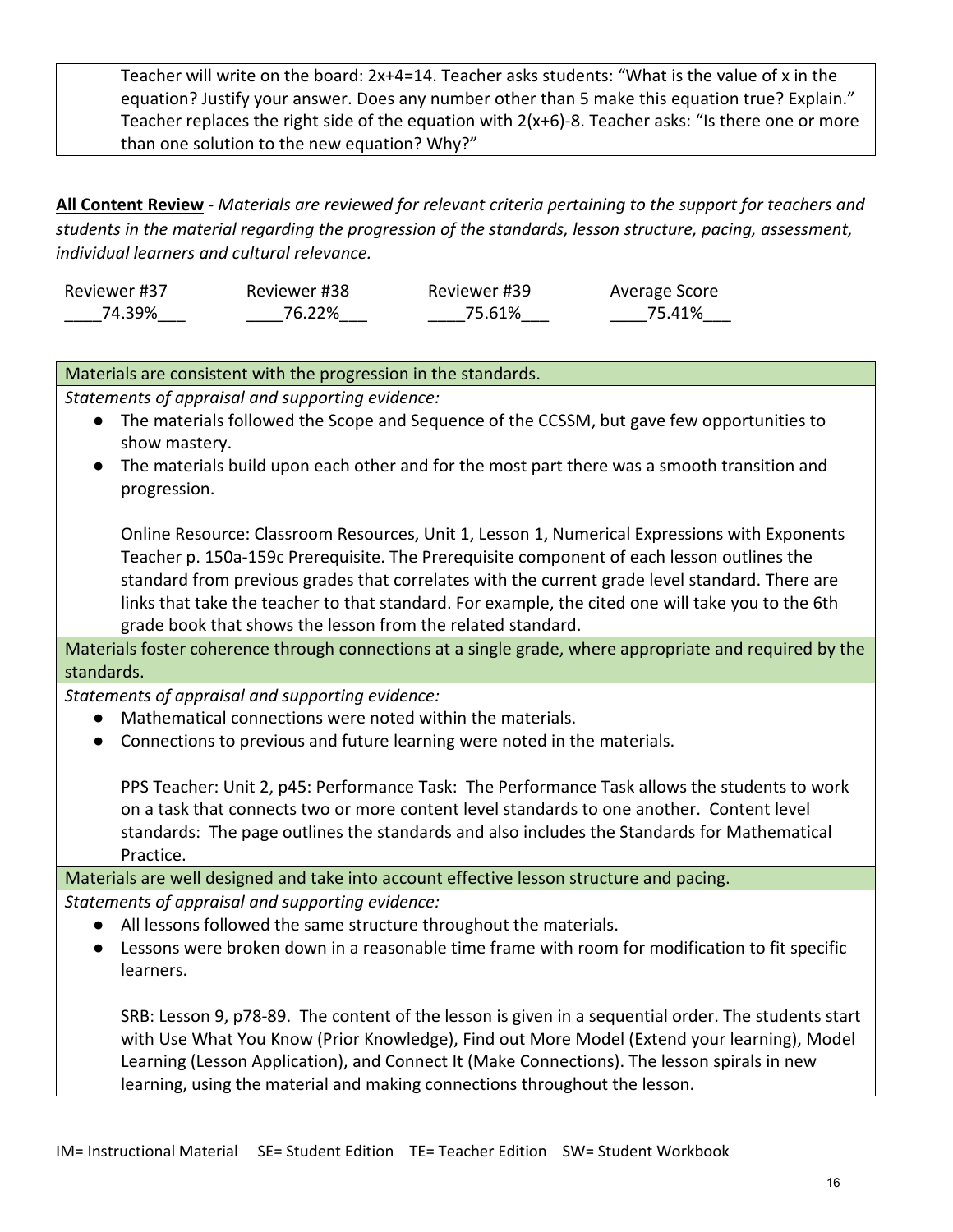Teacher will write on the board: $2x+4=14$. Teacher asks students: "What is the value of x in the equation? Justify your answer. Does any number other than 5 make this equation true? Explain." Teacher replaces the right side of the equation with $2(x+6)-8$. Teacher asks: "Is there one or more than one solution to the new equation? Why?"

**All Content Review** - *Materials are reviewed for relevant criteria pertaining to the support for teachers and students in the material regarding the progression of the standards, lesson structure, pacing, assessment, individual learners and cultural relevance.*

| Reviewer #37 | Reviewer #38 | Reviewer #39 | Average Score |
|---|---|---|---|
| ____74.39%___ | ____76.22%___ | ____75.61%___ | ____75.41%___ |

**Materials are consistent with the progression in the standards.**

*Statements of appraisal and supporting evidence:*

- The materials followed the Scope and Sequence of the CCSSM, but gave few opportunities to show mastery.
- The materials build upon each other and for the most part there was a smooth transition and progression.

Online Resource: Classroom Resources, Unit 1, Lesson 1, Numerical Expressions with Exponents Teacher p. 150a-159c Prerequisite. The Prerequisite component of each lesson outlines the standard from previous grades that correlates with the current grade level standard. There are links that take the teacher to that standard. For example, the cited one will take you to the 6th grade book that shows the lesson from the related standard.

**Materials foster coherence through connections at a single grade, where appropriate and required by the standards.**

*Statements of appraisal and supporting evidence:*

- Mathematical connections were noted within the materials.
- Connections to previous and future learning were noted in the materials.

PPS Teacher: Unit 2, p45: Performance Task: The Performance Task allows the students to work on a task that connects two or more content level standards to one another. Content level standards: The page outlines the standards and also includes the Standards for Mathematical Practice.

**Materials are well designed and take into account effective lesson structure and pacing.**

*Statements of appraisal and supporting evidence:*

- All lessons followed the same structure throughout the materials.
- Lessons were broken down in a reasonable time frame with room for modification to fit specific learners.

SRB: Lesson 9, p78-89. The content of the lesson is given in a sequential order. The students start with Use What You Know (Prior Knowledge), Find out More Model (Extend your learning), Model Learning (Lesson Application), and Connect It (Make Connections). The lesson spirals in new learning, using the material and making connections throughout the lesson.

IM= Instructional Material SE= Student Edition TE= Teacher Edition SW= Student Workbook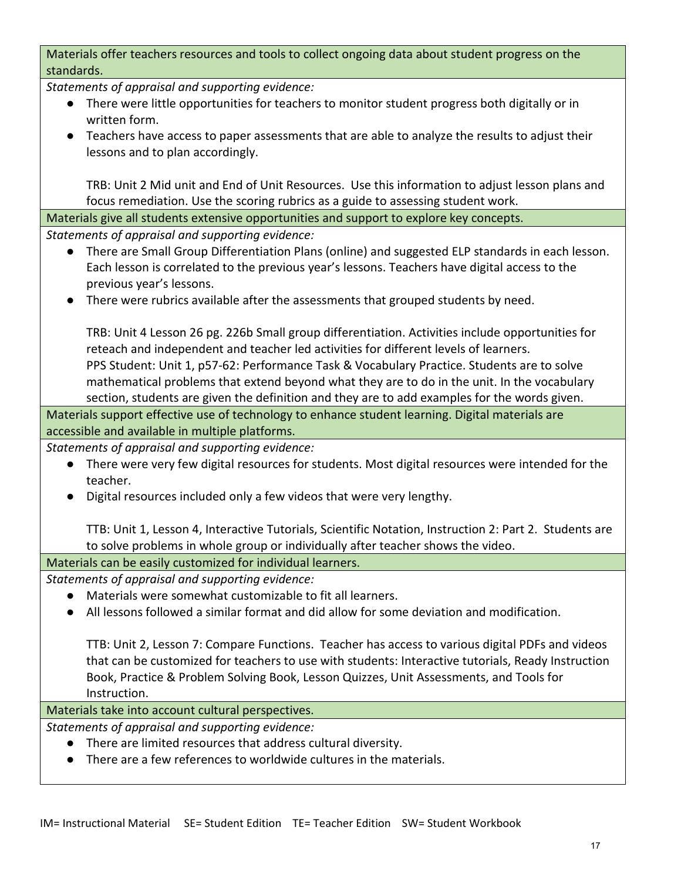**Materials offer teachers resources and tools to collect ongoing data about student progress on the standards.**

*Statements of appraisal and supporting evidence:*

- There were little opportunities for teachers to monitor student progress both digitally or in written form.
- Teachers have access to paper assessments that are able to analyze the results to adjust their lessons and to plan accordingly.

  TRB: Unit 2 Mid unit and End of Unit Resources. Use this information to adjust lesson plans and focus remediation. Use the scoring rubrics as a guide to assessing student work.

**Materials give all students extensive opportunities and support to explore key concepts.**

*Statements of appraisal and supporting evidence:*

- There are Small Group Differentiation Plans (online) and suggested ELP standards in each lesson. Each lesson is correlated to the previous year's lessons. Teachers have digital access to the previous year's lessons.
- There were rubrics available after the assessments that grouped students by need.

  TRB: Unit 4 Lesson 26 pg. 226b Small group differentiation. Activities include opportunities for reteach and independent and teacher led activities for different levels of learners.
  PPS Student: Unit 1, p57-62: Performance Task & Vocabulary Practice. Students are to solve mathematical problems that extend beyond what they are to do in the unit. In the vocabulary section, students are given the definition and they are to add examples for the words given.

**Materials support effective use of technology to enhance student learning. Digital materials are accessible and available in multiple platforms.**

*Statements of appraisal and supporting evidence:*

- There were very few digital resources for students. Most digital resources were intended for the teacher.
- Digital resources included only a few videos that were very lengthy.

  TTB: Unit 1, Lesson 4, Interactive Tutorials, Scientific Notation, Instruction 2: Part 2. Students are to solve problems in whole group or individually after teacher shows the video.

**Materials can be easily customized for individual learners.**

*Statements of appraisal and supporting evidence:*

- Materials were somewhat customizable to fit all learners.
- All lessons followed a similar format and did allow for some deviation and modification.

  TTB: Unit 2, Lesson 7: Compare Functions. Teacher has access to various digital PDFs and videos that can be customized for teachers to use with students: Interactive tutorials, Ready Instruction Book, Practice & Problem Solving Book, Lesson Quizzes, Unit Assessments, and Tools for Instruction.

**Materials take into account cultural perspectives.**

*Statements of appraisal and supporting evidence:*

- There are limited resources that address cultural diversity.
- There are a few references to worldwide cultures in the materials.

IM= Instructional Material SE= Student Edition TE= Teacher Edition SW= Student Workbook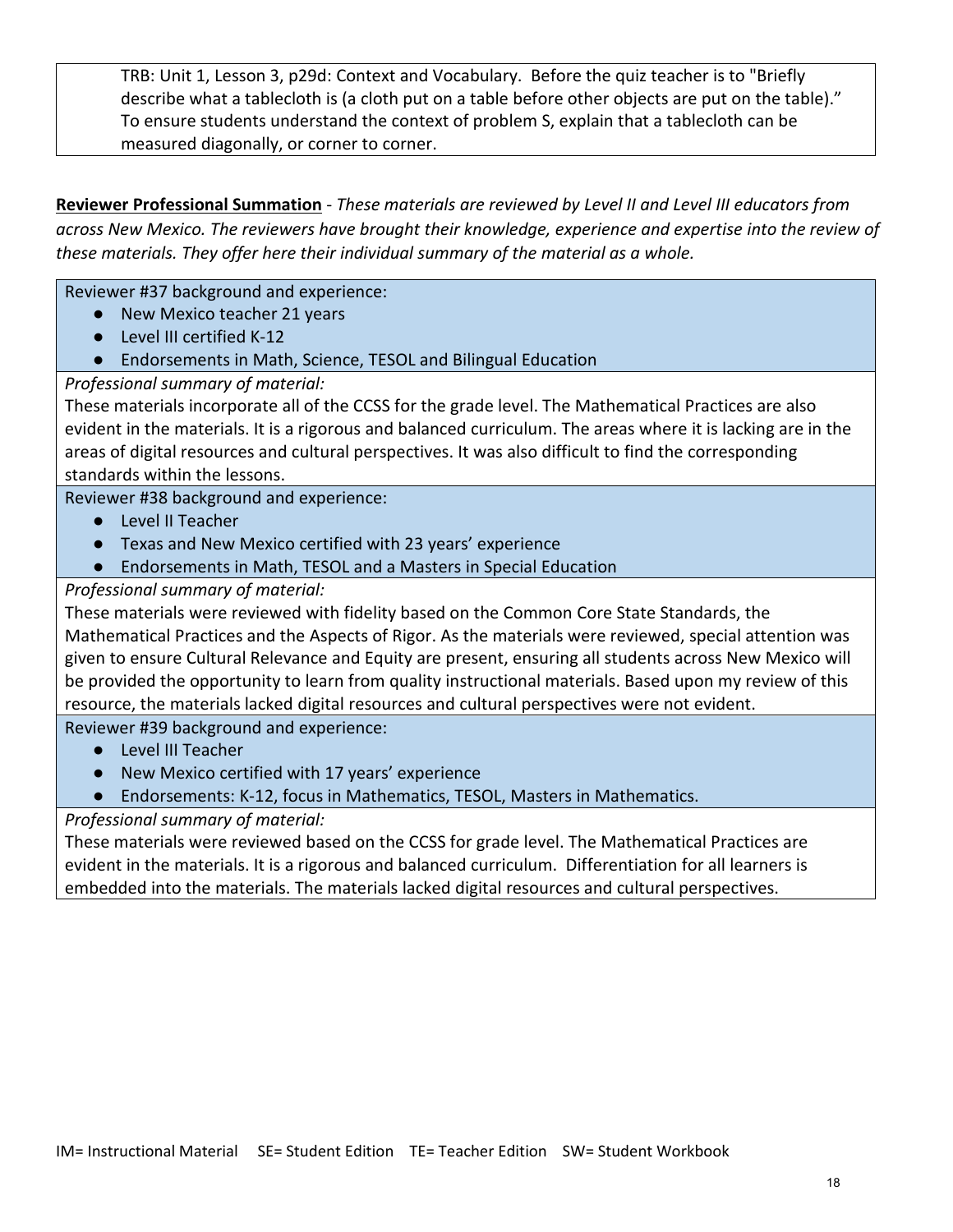TRB: Unit 1, Lesson 3, p29d: Context and Vocabulary. Before the quiz teacher is to "Briefly describe what a tablecloth is (a cloth put on a table before other objects are put on the table)." To ensure students understand the context of problem S, explain that a tablecloth can be measured diagonally, or corner to corner.

**Reviewer Professional Summation** - *These materials are reviewed by Level II and Level III educators from across New Mexico. The reviewers have brought their knowledge, experience and expertise into the review of these materials. They offer here their individual summary of the material as a whole.*

Reviewer #37 background and experience:

- New Mexico teacher 21 years
- Level III certified K-12
- Endorsements in Math, Science, TESOL and Bilingual Education

*Professional summary of material:*

These materials incorporate all of the CCSS for the grade level. The Mathematical Practices are also evident in the materials. It is a rigorous and balanced curriculum. The areas where it is lacking are in the areas of digital resources and cultural perspectives. It was also difficult to find the corresponding standards within the lessons.

Reviewer #38 background and experience:

- Level II Teacher
- Texas and New Mexico certified with 23 years' experience
- Endorsements in Math, TESOL and a Masters in Special Education

*Professional summary of material:*

These materials were reviewed with fidelity based on the Common Core State Standards, the Mathematical Practices and the Aspects of Rigor. As the materials were reviewed, special attention was given to ensure Cultural Relevance and Equity are present, ensuring all students across New Mexico will be provided the opportunity to learn from quality instructional materials. Based upon my review of this resource, the materials lacked digital resources and cultural perspectives were not evident.

Reviewer #39 background and experience:

- Level III Teacher
- New Mexico certified with 17 years' experience
- Endorsements: K-12, focus in Mathematics, TESOL, Masters in Mathematics.

*Professional summary of material:*

These materials were reviewed based on the CCSS for grade level. The Mathematical Practices are evident in the materials. It is a rigorous and balanced curriculum. Differentiation for all learners is embedded into the materials. The materials lacked digital resources and cultural perspectives.

IM= Instructional Material SE= Student Edition TE= Teacher Edition SW= Student Workbook